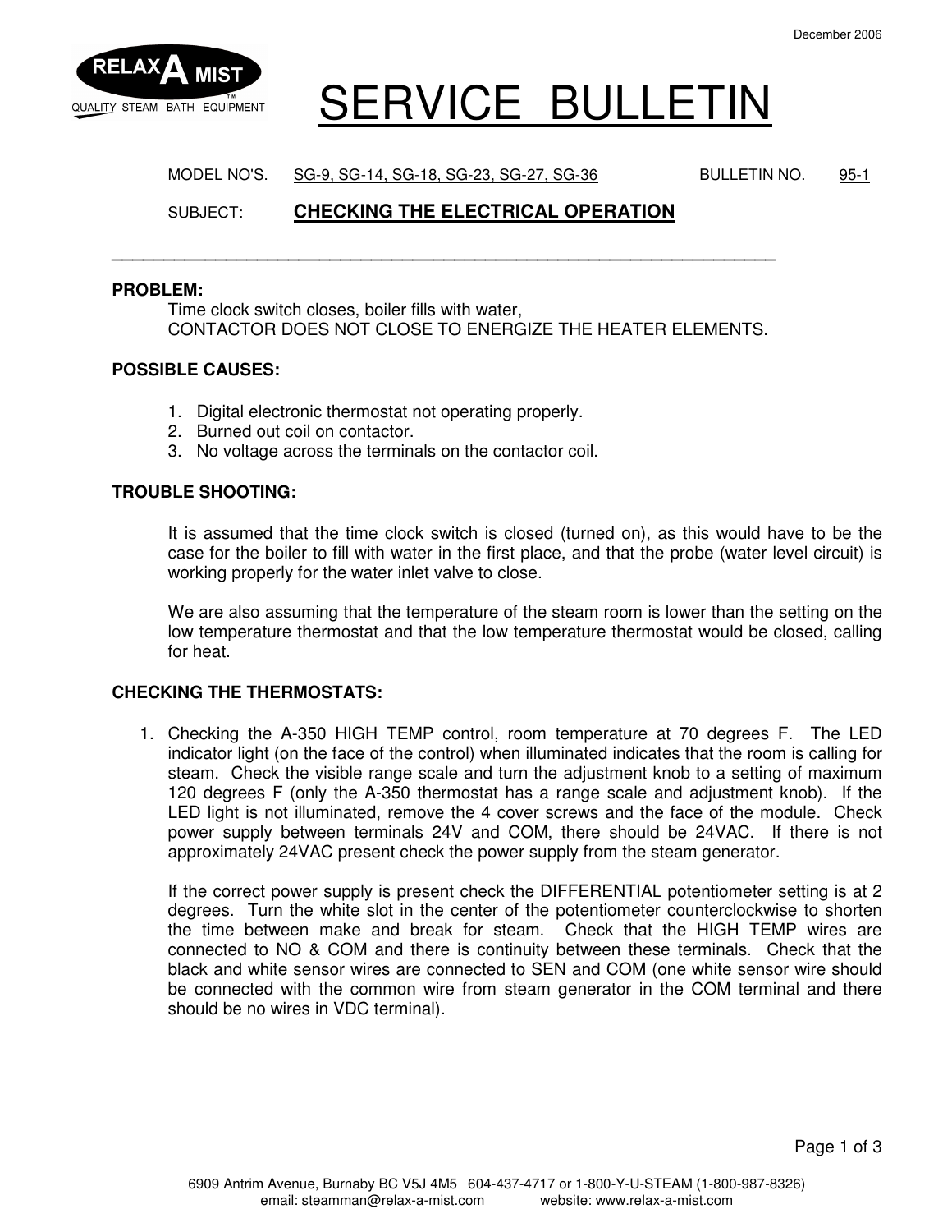December 2006

RELAX A MIST
QUALITY STEAM BATH EQUIPMENT

# SERVICE BULLETIN

MODEL NO'S. SG-9, SG-14, SG-18, SG-23, SG-27, SG-36 BULLETIN NO. 95-1

SUBJECT: **CHECKING THE ELECTRICAL OPERATION**

---

**PROBLEM:**

Time clock switch closes, boiler fills with water,
CONTACTOR DOES NOT CLOSE TO ENERGIZE THE HEATER ELEMENTS.

**POSSIBLE CAUSES:**

1. Digital electronic thermostat not operating properly.
2. Burned out coil on contactor.
3. No voltage across the terminals on the contactor coil.

**TROUBLE SHOOTING:**

It is assumed that the time clock switch is closed (turned on), as this would have to be the case for the boiler to fill with water in the first place, and that the probe (water level circuit) is working properly for the water inlet valve to close.

We are also assuming that the temperature of the steam room is lower than the setting on the low temperature thermostat and that the low temperature thermostat would be closed, calling for heat.

**CHECKING THE THERMOSTATS:**

1. Checking the A-350 HIGH TEMP control, room temperature at 70 degrees F. The LED indicator light (on the face of the control) when illuminated indicates that the room is calling for steam. Check the visible range scale and turn the adjustment knob to a setting of maximum 120 degrees F (only the A-350 thermostat has a range scale and adjustment knob). If the LED light is not illuminated, remove the 4 cover screws and the face of the module. Check power supply between terminals 24V and COM, there should be 24VAC. If there is not approximately 24VAC present check the power supply from the steam generator.

   If the correct power supply is present check the DIFFERENTIAL potentiometer setting is at 2 degrees. Turn the white slot in the center of the potentiometer counterclockwise to shorten the time between make and break for steam. Check that the HIGH TEMP wires are connected to NO & COM and there is continuity between these terminals. Check that the black and white sensor wires are connected to SEN and COM (one white sensor wire should be connected with the common wire from steam generator in the COM terminal and there should be no wires in VDC terminal).

6909 Antrim Avenue, Burnaby BC V5J 4M5 604-437-4717 or 1-800-Y-U-STEAM (1-800-987-8326)
email: steamman@relax-a-mist.com website: www.relax-a-mist.com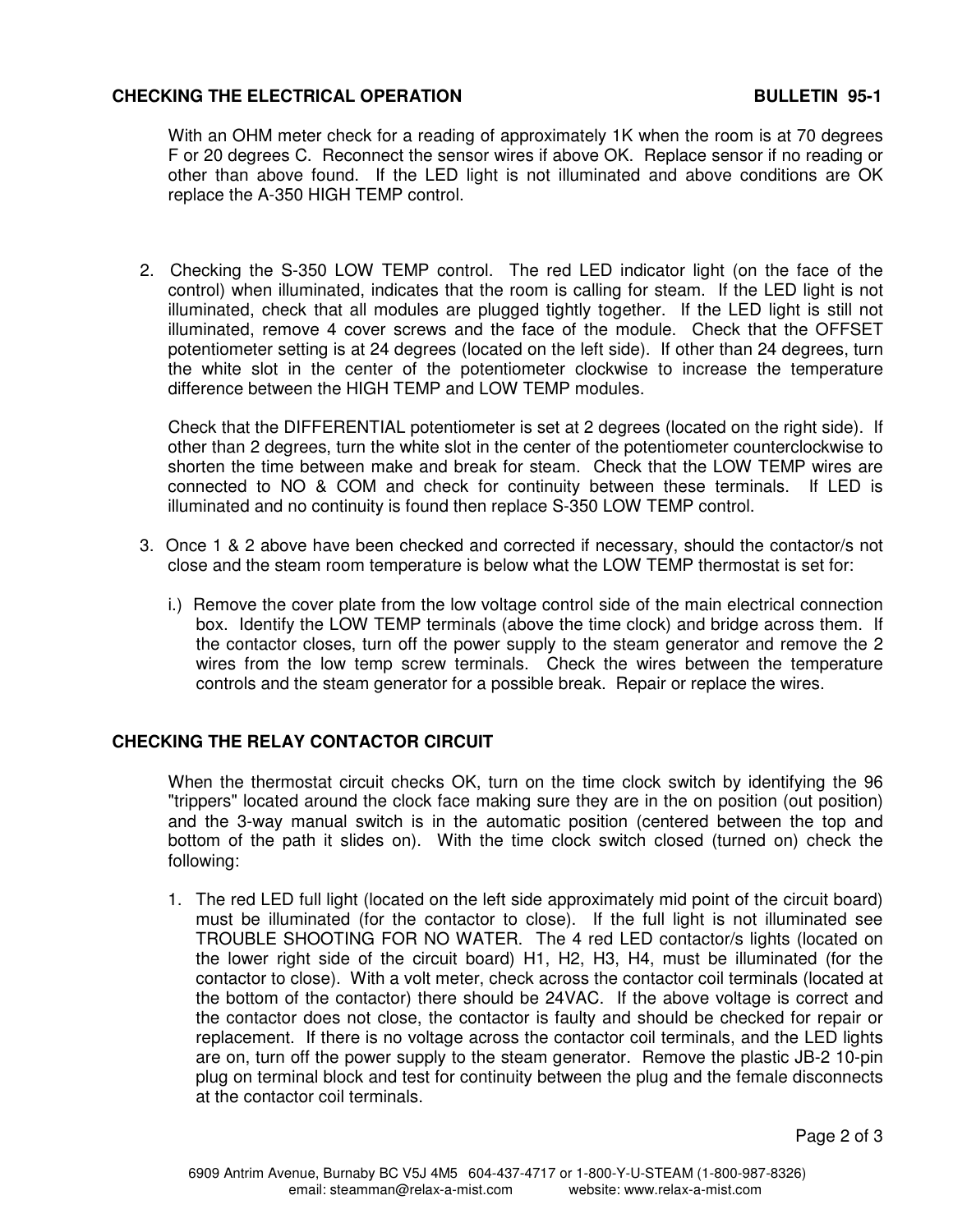## CHECKING THE ELECTRICAL OPERATION

With an OHM meter check for a reading of approximately 1K when the room is at 70 degrees F or 20 degrees C. Reconnect the sensor wires if above OK. Replace sensor if no reading or other than above found. If the LED light is not illuminated and above conditions are OK replace the A-350 HIGH TEMP control.

2. Checking the S-350 LOW TEMP control. The red LED indicator light (on the face of the control) when illuminated, indicates that the room is calling for steam. If the LED light is not illuminated, check that all modules are plugged tightly together. If the LED light is still not illuminated, remove 4 cover screws and the face of the module. Check that the OFFSET potentiometer setting is at 24 degrees (located on the left side). If other than 24 degrees, turn the white slot in the center of the potentiometer clockwise to increase the temperature difference between the HIGH TEMP and LOW TEMP modules.

   Check that the DIFFERENTIAL potentiometer is set at 2 degrees (located on the right side). If other than 2 degrees, turn the white slot in the center of the potentiometer counterclockwise to shorten the time between make and break for steam. Check that the LOW TEMP wires are connected to NO & COM and check for continuity between these terminals. If LED is illuminated and no continuity is found then replace S-350 LOW TEMP control.

3. Once 1 & 2 above have been checked and corrected if necessary, should the contactor/s not close and the steam room temperature is below what the LOW TEMP thermostat is set for:

   i.) Remove the cover plate from the low voltage control side of the main electrical connection box. Identify the LOW TEMP terminals (above the time clock) and bridge across them. If the contactor closes, turn off the power supply to the steam generator and remove the 2 wires from the low temp screw terminals. Check the wires between the temperature controls and the steam generator for a possible break. Repair or replace the wires.

## CHECKING THE RELAY CONTACTOR CIRCUIT

When the thermostat circuit checks OK, turn on the time clock switch by identifying the 96 "trippers" located around the clock face making sure they are in the on position (out position) and the 3-way manual switch is in the automatic position (centered between the top and bottom of the path it slides on). With the time clock switch closed (turned on) check the following:

1. The red LED full light (located on the left side approximately mid point of the circuit board) must be illuminated (for the contactor to close). If the full light is not illuminated see TROUBLE SHOOTING FOR NO WATER. The 4 red LED contactor/s lights (located on the lower right side of the circuit board) H1, H2, H3, H4, must be illuminated (for the contactor to close). With a volt meter, check across the contactor coil terminals (located at the bottom of the contactor) there should be 24VAC. If the above voltage is correct and the contactor does not close, the contactor is faulty and should be checked for repair or replacement. If there is no voltage across the contactor coil terminals, and the LED lights are on, turn off the power supply to the steam generator. Remove the plastic JB-2 10-pin plug on terminal block and test for continuity between the plug and the female disconnects at the contactor coil terminals.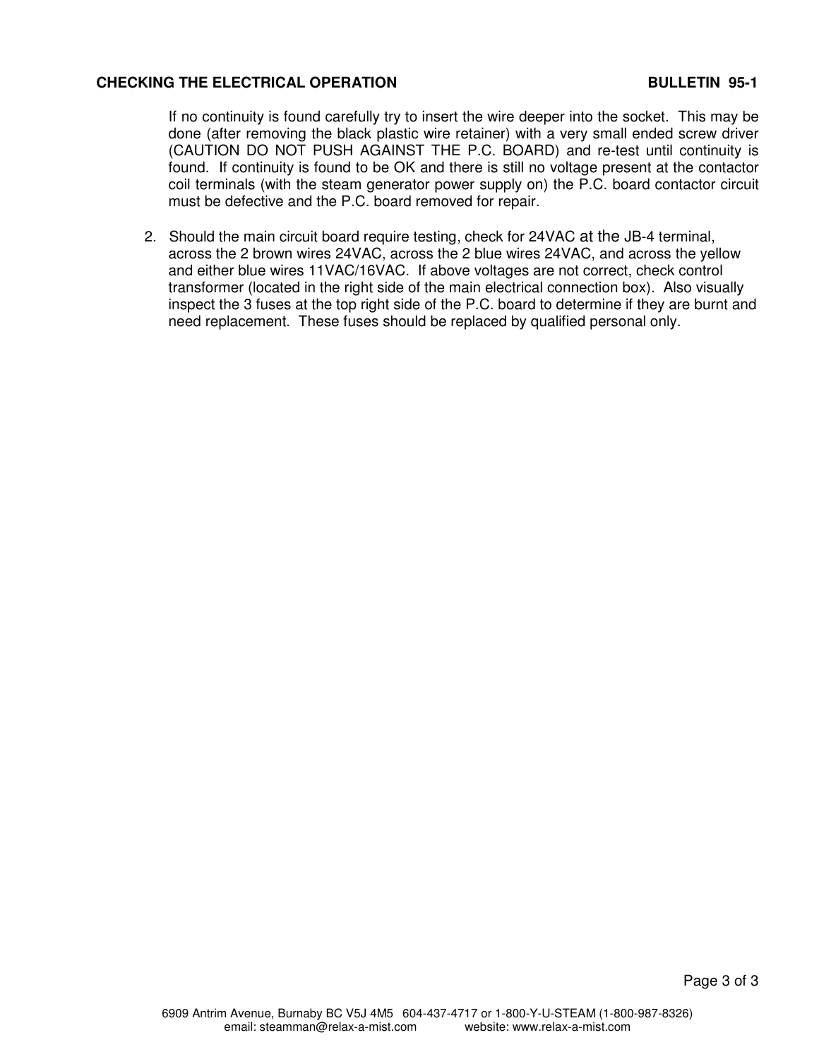If no continuity is found carefully try to insert the wire deeper into the socket. This may be done (after removing the black plastic wire retainer) with a very small ended screw driver (CAUTION DO NOT PUSH AGAINST THE P.C. BOARD) and re-test until continuity is found. If continuity is found to be OK and there is still no voltage present at the contactor coil terminals (with the steam generator power supply on) the P.C. board contactor circuit must be defective and the P.C. board removed for repair.

2. Should the main circuit board require testing, check for 24VAC at the JB-4 terminal, across the 2 brown wires 24VAC, across the 2 blue wires 24VAC, and across the yellow and either blue wires 11VAC/16VAC. If above voltages are not correct, check control transformer (located in the right side of the main electrical connection box). Also visually inspect the 3 fuses at the top right side of the P.C. board to determine if they are burnt and need replacement. These fuses should be replaced by qualified personal only.

6909 Antrim Avenue, Burnaby BC V5J 4M5 604-437-4717 or 1-800-Y-U-STEAM (1-800-987-8326)
email: steamman@relax-a-mist.com website: www.relax-a-mist.com